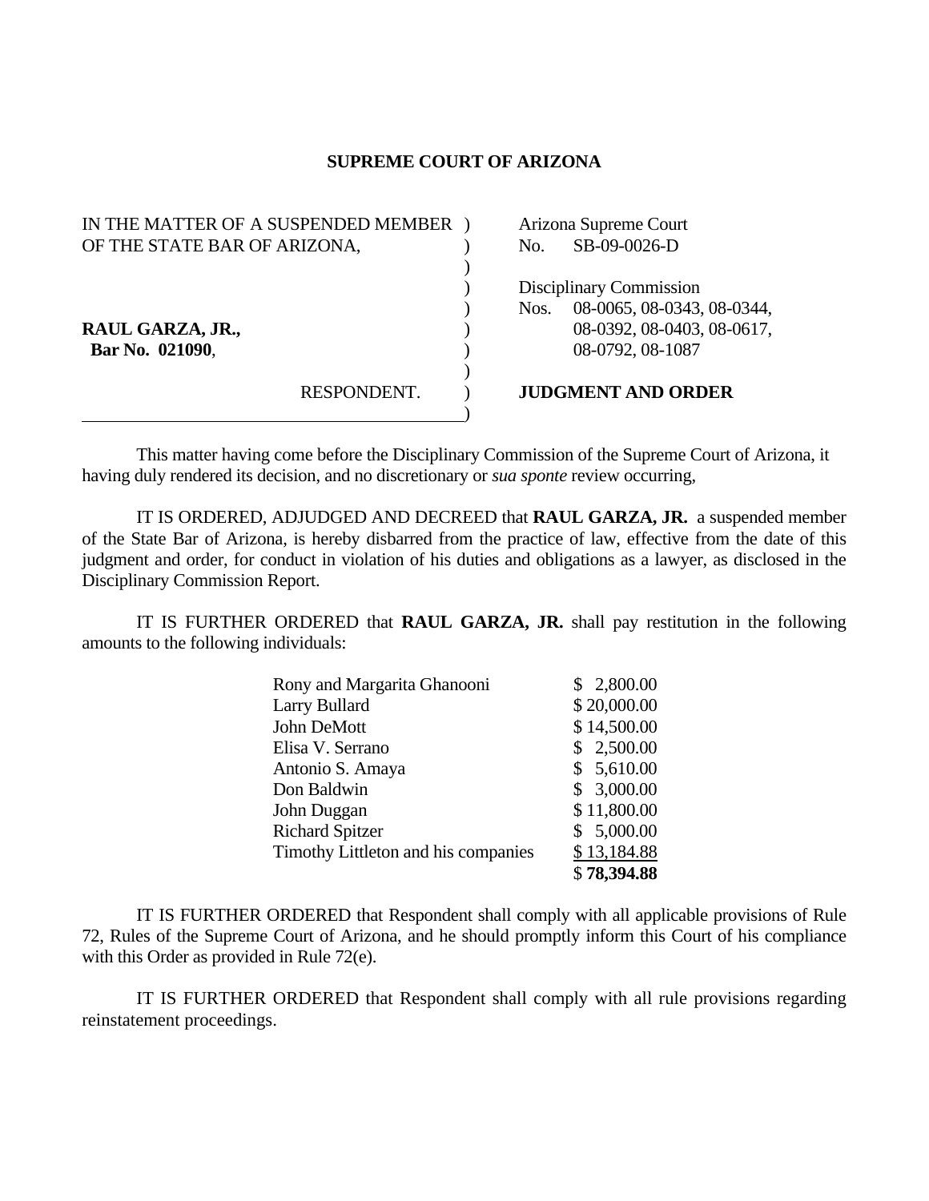# SUPREME COURT OF ARIZONA

IN THE MATTER OF A SUSPENDED MEMBER OF THE STATE BAR OF ARIZONA,

**RAUL GARZA, JR.,**
**Bar No. 021090**,

RESPONDENT.

Arizona Supreme Court
No. SB-09-0026-D

Disciplinary Commission
Nos. 08-0065, 08-0343, 08-0344, 08-0392, 08-0403, 08-0617, 08-0792, 08-1087

**JUDGMENT AND ORDER**

This matter having come before the Disciplinary Commission of the Supreme Court of Arizona, it having duly rendered its decision, and no discretionary or *sua sponte* review occurring,

IT IS ORDERED, ADJUDGED AND DECREED that **RAUL GARZA, JR.** a suspended member of the State Bar of Arizona, is hereby disbarred from the practice of law, effective from the date of this judgment and order, for conduct in violation of his duties and obligations as a lawyer, as disclosed in the Disciplinary Commission Report.

IT IS FURTHER ORDERED that **RAUL GARZA, JR.** shall pay restitution in the following amounts to the following individuals:

| | |
|---|---|
| Rony and Margarita Ghanooni | $ 2,800.00 |
| Larry Bullard | $ 20,000.00 |
| John DeMott | $ 14,500.00 |
| Elisa V. Serrano | $ 2,500.00 |
| Antonio S. Amaya | $ 5,610.00 |
| Don Baldwin | $ 3,000.00 |
| John Duggan | $ 11,800.00 |
| Richard Spitzer | $ 5,000.00 |
| Timothy Littleton and his companies | $ 13,184.88 |
| | $ **78,394.88** |

IT IS FURTHER ORDERED that Respondent shall comply with all applicable provisions of Rule 72, Rules of the Supreme Court of Arizona, and he should promptly inform this Court of his compliance with this Order as provided in Rule 72(e).

IT IS FURTHER ORDERED that Respondent shall comply with all rule provisions regarding reinstatement proceedings.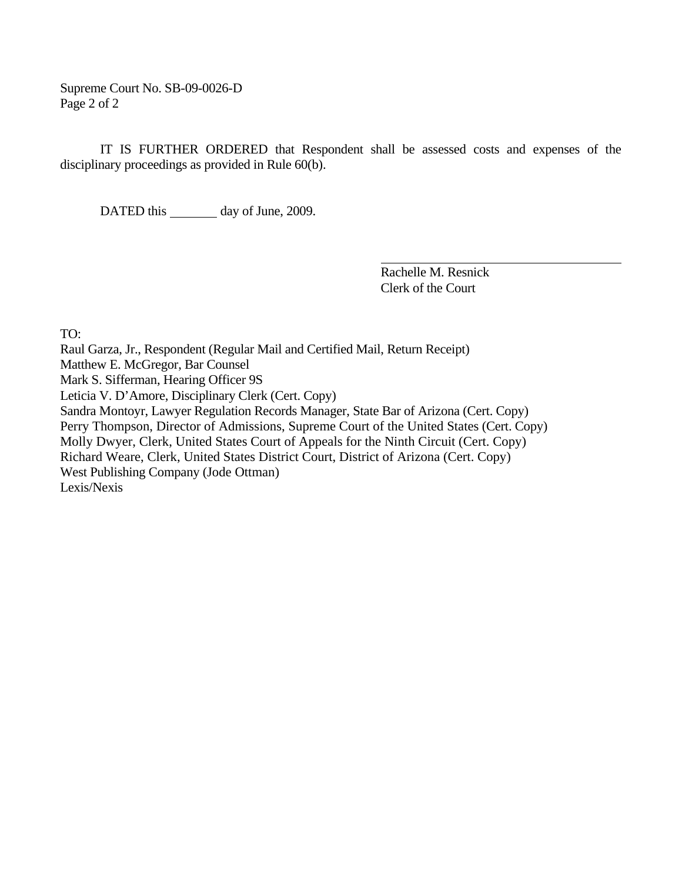Supreme Court No. SB-09-0026-D

IT IS FURTHER ORDERED that Respondent shall be assessed costs and expenses of the disciplinary proceedings as provided in Rule 60(b).

DATED this _______ day of June, 2009.

\_\_\_\_\_\_\_\_\_\_\_\_\_\_\_\_\_\_\_\_\_\_\_\_\_\_\_\_\_\_\_\_\_\_\_\_\_\_

Rachelle M. Resnick
Clerk of the Court

TO:
Raul Garza, Jr., Respondent (Regular Mail and Certified Mail, Return Receipt)
Matthew E. McGregor, Bar Counsel
Mark S. Sifferman, Hearing Officer 9S
Leticia V. D'Amore, Disciplinary Clerk (Cert. Copy)
Sandra Montoyr, Lawyer Regulation Records Manager, State Bar of Arizona (Cert. Copy)
Perry Thompson, Director of Admissions, Supreme Court of the United States (Cert. Copy)
Molly Dwyer, Clerk, United States Court of Appeals for the Ninth Circuit (Cert. Copy)
Richard Weare, Clerk, United States District Court, District of Arizona (Cert. Copy)
West Publishing Company (Jode Ottman)
Lexis/Nexis